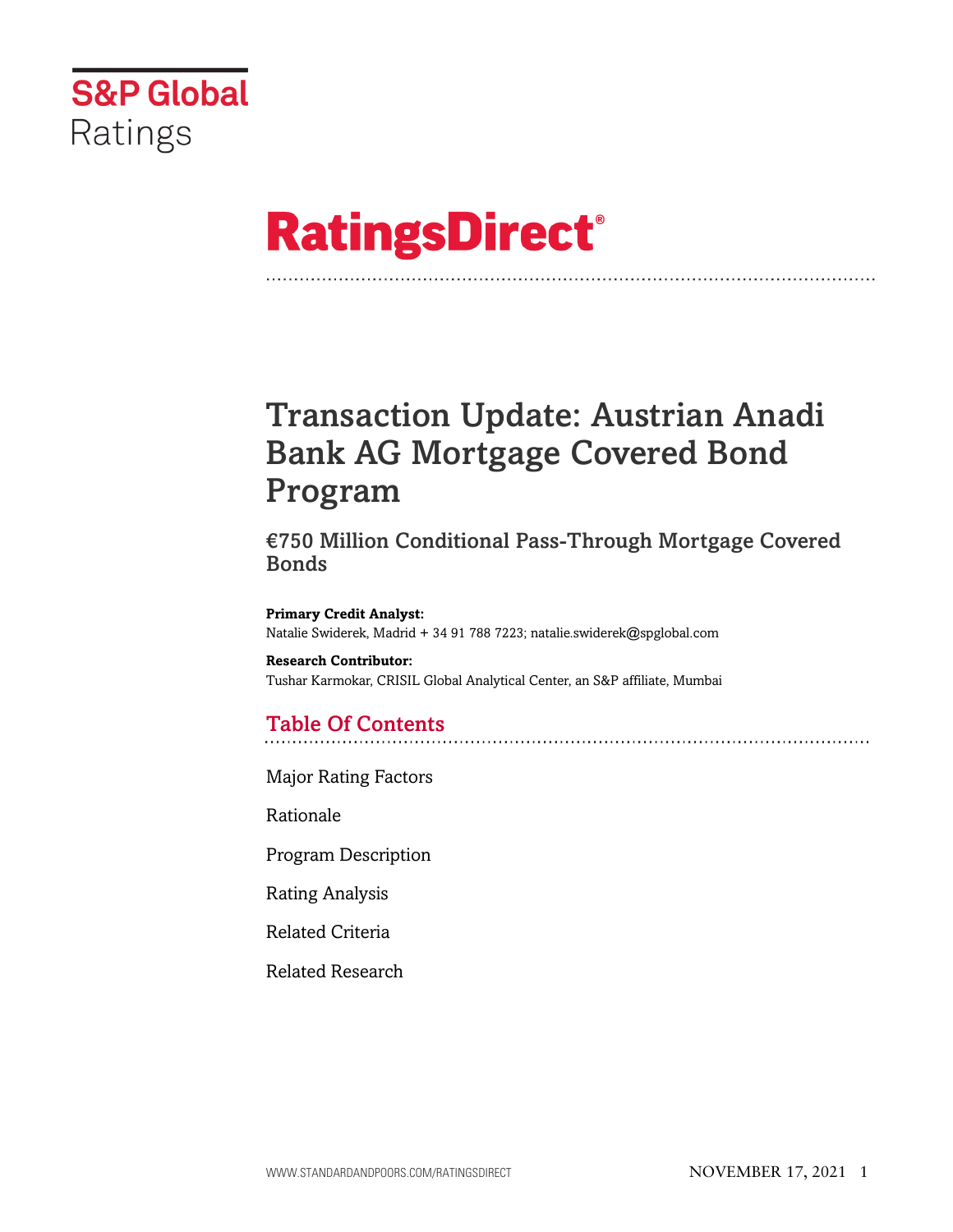S&P Global Ratings

# RatingsDirect®

# Transaction Update: Austrian Anadi Bank AG Mortgage Covered Bond Program

## €750 Million Conditional Pass-Through Mortgage Covered Bonds

**Primary Credit Analyst:**
Natalie Swiderek, Madrid + 34 91 788 7223; natalie.swiderek@spglobal.com

**Research Contributor:**
Tushar Karmokar, CRISIL Global Analytical Center, an S&P affiliate, Mumbai

## Table Of Contents

Major Rating Factors

Rationale

Program Description

Rating Analysis

Related Criteria

Related Research

NOVEMBER 17, 2021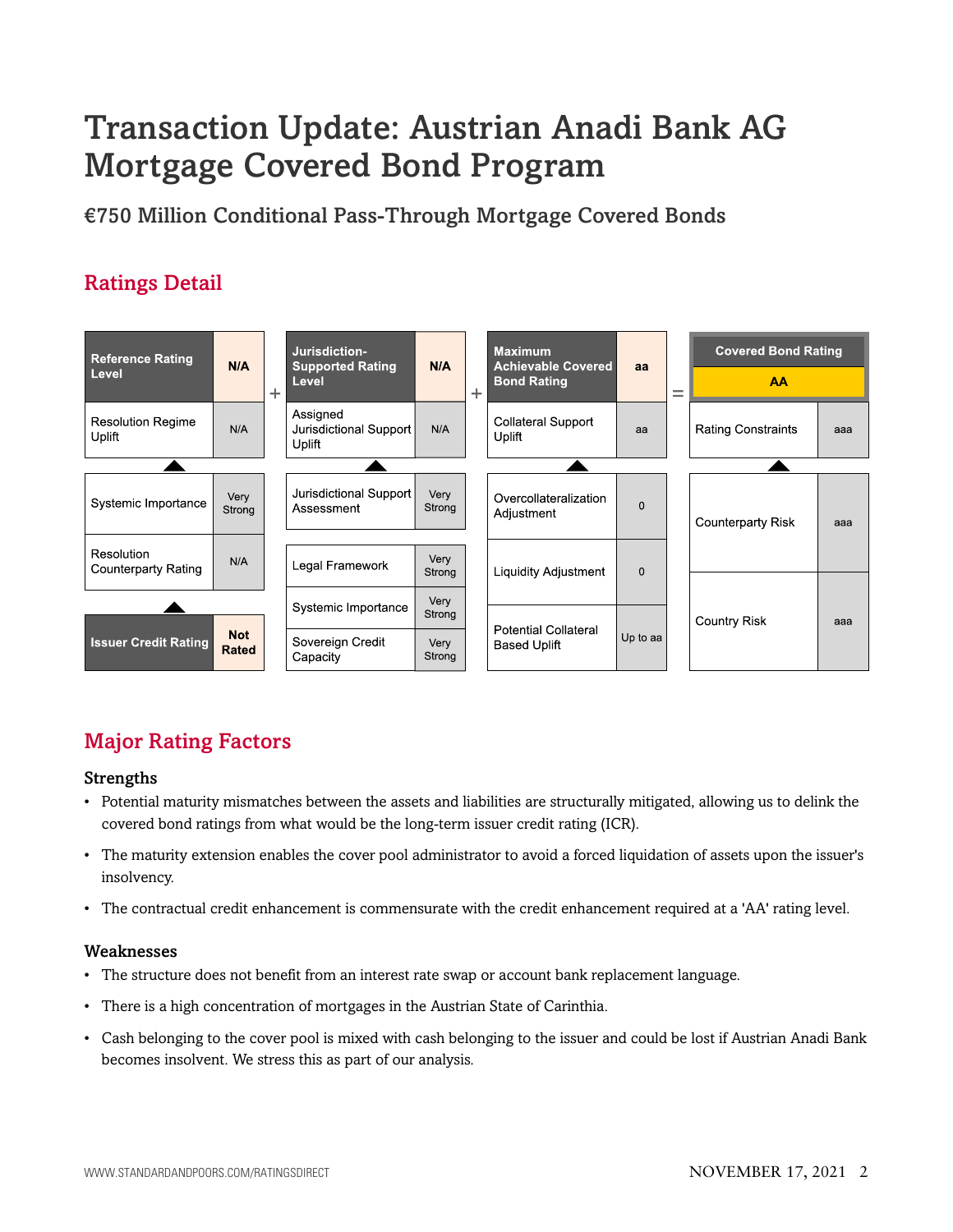# Transaction Update: Austrian Anadi Bank AG Mortgage Covered Bond Program

## €750 Million Conditional Pass-Through Mortgage Covered Bonds

## Ratings Detail

| Reference Rating Level | N/A |
|---|---|
| Resolution Regime Uplift | N/A |
| Systemic Importance | Very Strong |
| Resolution Counterparty Rating | N/A |
| Issuer Credit Rating | Not Rated |

+

| Jurisdiction-Supported Rating Level | N/A |
|---|---|
| Assigned Jurisdictional Support Uplift | N/A |
| Jurisdictional Support Assessment | Very Strong |
| Legal Framework | Very Strong |
| Systemic Importance | Very Strong |
| Sovereign Credit Capacity | Very Strong |

+

| Maximum Achievable Covered Bond Rating | aa |
|---|---|
| Collateral Support Uplift | aa |
| Overcollateralization Adjustment | 0 |
| Liquidity Adjustment | 0 |
| Potential Collateral Based Uplift | Up to aa |

=

| Covered Bond Rating | AA |
|---|---|
| Rating Constraints | aaa |
| Counterparty Risk | aaa |
| Country Risk | aaa |

## Major Rating Factors

### Strengths

- Potential maturity mismatches between the assets and liabilities are structurally mitigated, allowing us to delink the covered bond ratings from what would be the long-term issuer credit rating (ICR).
- The maturity extension enables the cover pool administrator to avoid a forced liquidation of assets upon the issuer's insolvency.
- The contractual credit enhancement is commensurate with the credit enhancement required at a 'AA' rating level.

### Weaknesses

- The structure does not benefit from an interest rate swap or account bank replacement language.
- There is a high concentration of mortgages in the Austrian State of Carinthia.
- Cash belonging to the cover pool is mixed with cash belonging to the issuer and could be lost if Austrian Anadi Bank becomes insolvent. We stress this as part of our analysis.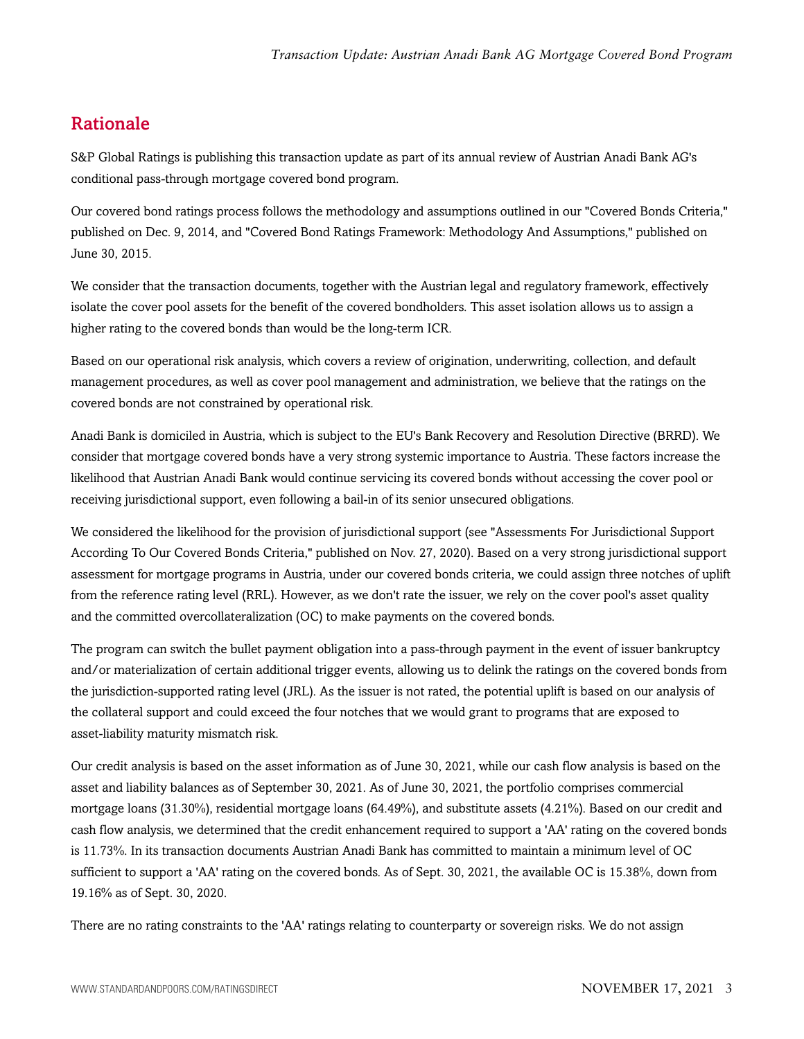## Rationale

S&P Global Ratings is publishing this transaction update as part of its annual review of Austrian Anadi Bank AG's conditional pass-through mortgage covered bond program.

Our covered bond ratings process follows the methodology and assumptions outlined in our "Covered Bonds Criteria," published on Dec. 9, 2014, and "Covered Bond Ratings Framework: Methodology And Assumptions," published on June 30, 2015.

We consider that the transaction documents, together with the Austrian legal and regulatory framework, effectively isolate the cover pool assets for the benefit of the covered bondholders. This asset isolation allows us to assign a higher rating to the covered bonds than would be the long-term ICR.

Based on our operational risk analysis, which covers a review of origination, underwriting, collection, and default management procedures, as well as cover pool management and administration, we believe that the ratings on the covered bonds are not constrained by operational risk.

Anadi Bank is domiciled in Austria, which is subject to the EU's Bank Recovery and Resolution Directive (BRRD). We consider that mortgage covered bonds have a very strong systemic importance to Austria. These factors increase the likelihood that Austrian Anadi Bank would continue servicing its covered bonds without accessing the cover pool or receiving jurisdictional support, even following a bail-in of its senior unsecured obligations.

We considered the likelihood for the provision of jurisdictional support (see "Assessments For Jurisdictional Support According To Our Covered Bonds Criteria," published on Nov. 27, 2020). Based on a very strong jurisdictional support assessment for mortgage programs in Austria, under our covered bonds criteria, we could assign three notches of uplift from the reference rating level (RRL). However, as we don't rate the issuer, we rely on the cover pool's asset quality and the committed overcollateralization (OC) to make payments on the covered bonds.

The program can switch the bullet payment obligation into a pass-through payment in the event of issuer bankruptcy and/or materialization of certain additional trigger events, allowing us to delink the ratings on the covered bonds from the jurisdiction-supported rating level (JRL). As the issuer is not rated, the potential uplift is based on our analysis of the collateral support and could exceed the four notches that we would grant to programs that are exposed to asset-liability maturity mismatch risk.

Our credit analysis is based on the asset information as of June 30, 2021, while our cash flow analysis is based on the asset and liability balances as of September 30, 2021. As of June 30, 2021, the portfolio comprises commercial mortgage loans (31.30%), residential mortgage loans (64.49%), and substitute assets (4.21%). Based on our credit and cash flow analysis, we determined that the credit enhancement required to support a 'AA' rating on the covered bonds is 11.73%. In its transaction documents Austrian Anadi Bank has committed to maintain a minimum level of OC sufficient to support a 'AA' rating on the covered bonds. As of Sept. 30, 2021, the available OC is 15.38%, down from 19.16% as of Sept. 30, 2020.

There are no rating constraints to the 'AA' ratings relating to counterparty or sovereign risks. We do not assign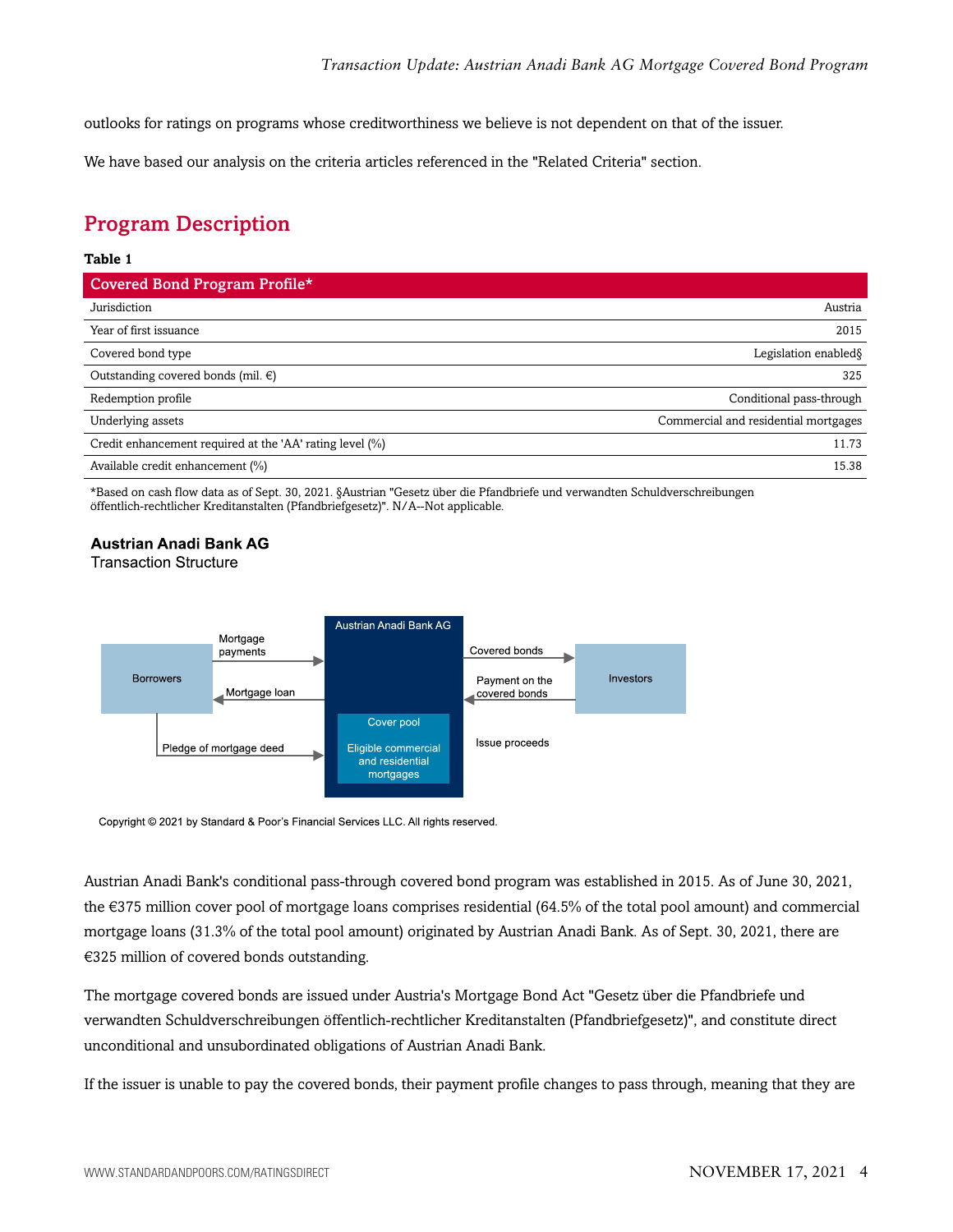outlooks for ratings on programs whose creditworthiness we believe is not dependent on that of the issuer.

We have based our analysis on the criteria articles referenced in the "Related Criteria" section.

## Program Description

**Table 1**

| Covered Bond Program Profile* | |
|---|---|
| Jurisdiction | Austria |
| Year of first issuance | 2015 |
| Covered bond type | Legislation enabled§ |
| Outstanding covered bonds (mil. €) | 325 |
| Redemption profile | Conditional pass-through |
| Underlying assets | Commercial and residential mortgages |
| Credit enhancement required at the 'AA' rating level (%) | 11.73 |
| Available credit enhancement (%) | 15.38 |

*Based on cash flow data as of Sept. 30, 2021. §Austrian "Gesetz über die Pfandbriefe und verwandten Schuldverschreibungen öffentlich-rechtlicher Kreditanstalten (Pfandbriefgesetz)". N/A--Not applicable.

**Austrian Anadi Bank AG**
Transaction Structure

Borrowers → Mortgage payments → Austrian Anadi Bank AG
Austrian Anadi Bank AG → Mortgage loan → Borrowers
Borrowers → Pledge of mortgage deed → Cover pool (Eligible commercial and residential mortgages)
Austrian Anadi Bank AG → Covered bonds → Investors
Investors → Payment on the covered bonds → Austrian Anadi Bank AG
Issue proceeds

Copyright © 2021 by Standard & Poor's Financial Services LLC. All rights reserved.

Austrian Anadi Bank's conditional pass-through covered bond program was established in 2015. As of June 30, 2021, the €375 million cover pool of mortgage loans comprises residential (64.5% of the total pool amount) and commercial mortgage loans (31.3% of the total pool amount) originated by Austrian Anadi Bank. As of Sept. 30, 2021, there are €325 million of covered bonds outstanding.

The mortgage covered bonds are issued under Austria's Mortgage Bond Act "Gesetz über die Pfandbriefe und verwandten Schuldverschreibungen öffentlich-rechtlicher Kreditanstalten (Pfandbriefgesetz)", and constitute direct unconditional and unsubordinated obligations of Austrian Anadi Bank.

If the issuer is unable to pay the covered bonds, their payment profile changes to pass through, meaning that they are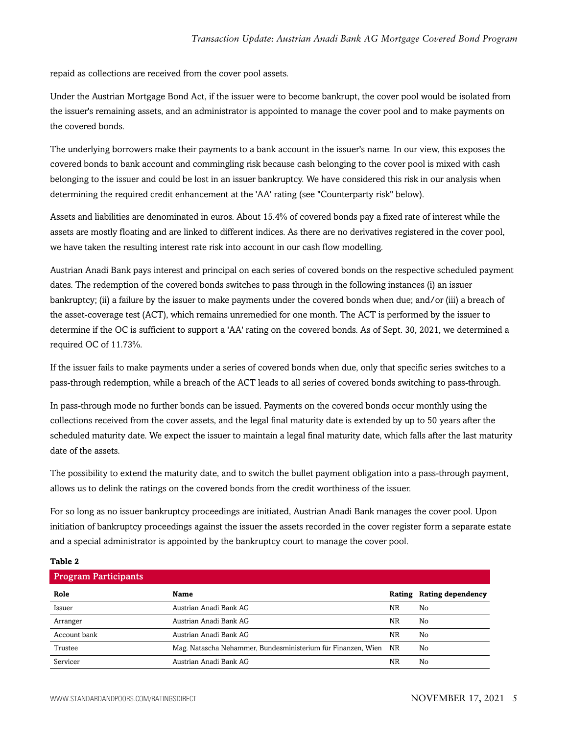repaid as collections are received from the cover pool assets.

Under the Austrian Mortgage Bond Act, if the issuer were to become bankrupt, the cover pool would be isolated from the issuer's remaining assets, and an administrator is appointed to manage the cover pool and to make payments on the covered bonds.

The underlying borrowers make their payments to a bank account in the issuer's name. In our view, this exposes the covered bonds to bank account and commingling risk because cash belonging to the cover pool is mixed with cash belonging to the issuer and could be lost in an issuer bankruptcy. We have considered this risk in our analysis when determining the required credit enhancement at the 'AA' rating (see "Counterparty risk" below).

Assets and liabilities are denominated in euros. About 15.4% of covered bonds pay a fixed rate of interest while the assets are mostly floating and are linked to different indices. As there are no derivatives registered in the cover pool, we have taken the resulting interest rate risk into account in our cash flow modelling.

Austrian Anadi Bank pays interest and principal on each series of covered bonds on the respective scheduled payment dates. The redemption of the covered bonds switches to pass through in the following instances (i) an issuer bankruptcy; (ii) a failure by the issuer to make payments under the covered bonds when due; and/or (iii) a breach of the asset-coverage test (ACT), which remains unremedied for one month. The ACT is performed by the issuer to determine if the OC is sufficient to support a 'AA' rating on the covered bonds. As of Sept. 30, 2021, we determined a required OC of 11.73%.

If the issuer fails to make payments under a series of covered bonds when due, only that specific series switches to a pass-through redemption, while a breach of the ACT leads to all series of covered bonds switching to pass-through.

In pass-through mode no further bonds can be issued. Payments on the covered bonds occur monthly using the collections received from the cover assets, and the legal final maturity date is extended by up to 50 years after the scheduled maturity date. We expect the issuer to maintain a legal final maturity date, which falls after the last maturity date of the assets.

The possibility to extend the maturity date, and to switch the bullet payment obligation into a pass-through payment, allows us to delink the ratings on the covered bonds from the credit worthiness of the issuer.

For so long as no issuer bankruptcy proceedings are initiated, Austrian Anadi Bank manages the cover pool. Upon initiation of bankruptcy proceedings against the issuer the assets recorded in the cover register form a separate estate and a special administrator is appointed by the bankruptcy court to manage the cover pool.

**Table 2**

| Program Participants | | | |
|---|---|---|---|
| **Role** | **Name** | **Rating** | **Rating dependency** |
| Issuer | Austrian Anadi Bank AG | NR | No |
| Arranger | Austrian Anadi Bank AG | NR | No |
| Account bank | Austrian Anadi Bank AG | NR | No |
| Trustee | Mag. Natascha Nehammer, Bundesministerium für Finanzen, Wien | NR | No |
| Servicer | Austrian Anadi Bank AG | NR | No |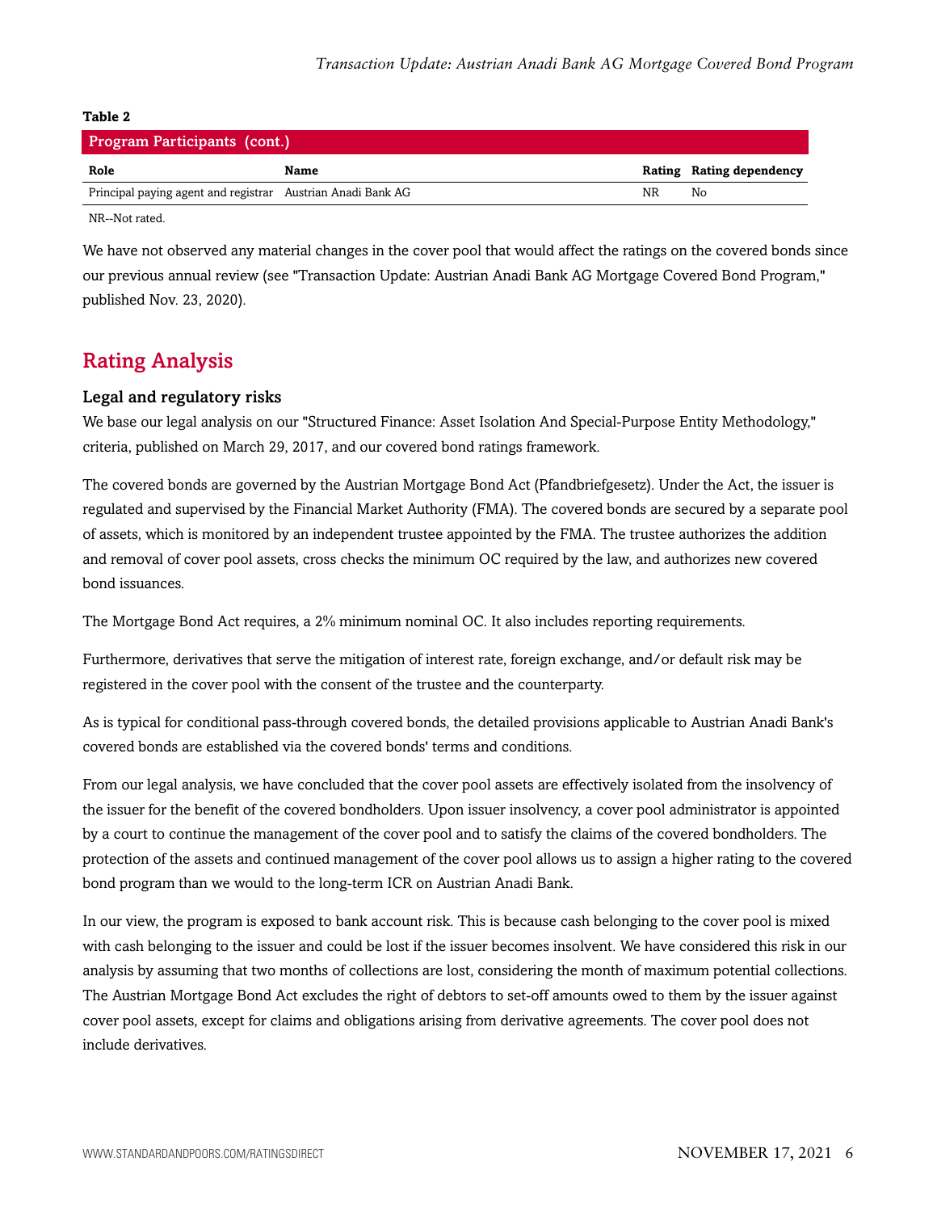**Table 2**

| Program Participants (cont.) | | | |
|---|---|---|---|
| **Role** | **Name** | **Rating** | **Rating dependency** |
| Principal paying agent and registrar | Austrian Anadi Bank AG | NR | No |

NR--Not rated.

We have not observed any material changes in the cover pool that would affect the ratings on the covered bonds since our previous annual review (see "Transaction Update: Austrian Anadi Bank AG Mortgage Covered Bond Program," published Nov. 23, 2020).

## Rating Analysis

### Legal and regulatory risks

We base our legal analysis on our "Structured Finance: Asset Isolation And Special-Purpose Entity Methodology," criteria, published on March 29, 2017, and our covered bond ratings framework.

The covered bonds are governed by the Austrian Mortgage Bond Act (Pfandbriefgesetz). Under the Act, the issuer is regulated and supervised by the Financial Market Authority (FMA). The covered bonds are secured by a separate pool of assets, which is monitored by an independent trustee appointed by the FMA. The trustee authorizes the addition and removal of cover pool assets, cross checks the minimum OC required by the law, and authorizes new covered bond issuances.

The Mortgage Bond Act requires, a 2% minimum nominal OC. It also includes reporting requirements.

Furthermore, derivatives that serve the mitigation of interest rate, foreign exchange, and/or default risk may be registered in the cover pool with the consent of the trustee and the counterparty.

As is typical for conditional pass-through covered bonds, the detailed provisions applicable to Austrian Anadi Bank's covered bonds are established via the covered bonds' terms and conditions.

From our legal analysis, we have concluded that the cover pool assets are effectively isolated from the insolvency of the issuer for the benefit of the covered bondholders. Upon issuer insolvency, a cover pool administrator is appointed by a court to continue the management of the cover pool and to satisfy the claims of the covered bondholders. The protection of the assets and continued management of the cover pool allows us to assign a higher rating to the covered bond program than we would to the long-term ICR on Austrian Anadi Bank.

In our view, the program is exposed to bank account risk. This is because cash belonging to the cover pool is mixed with cash belonging to the issuer and could be lost if the issuer becomes insolvent. We have considered this risk in our analysis by assuming that two months of collections are lost, considering the month of maximum potential collections. The Austrian Mortgage Bond Act excludes the right of debtors to set-off amounts owed to them by the issuer against cover pool assets, except for claims and obligations arising from derivative agreements. The cover pool does not include derivatives.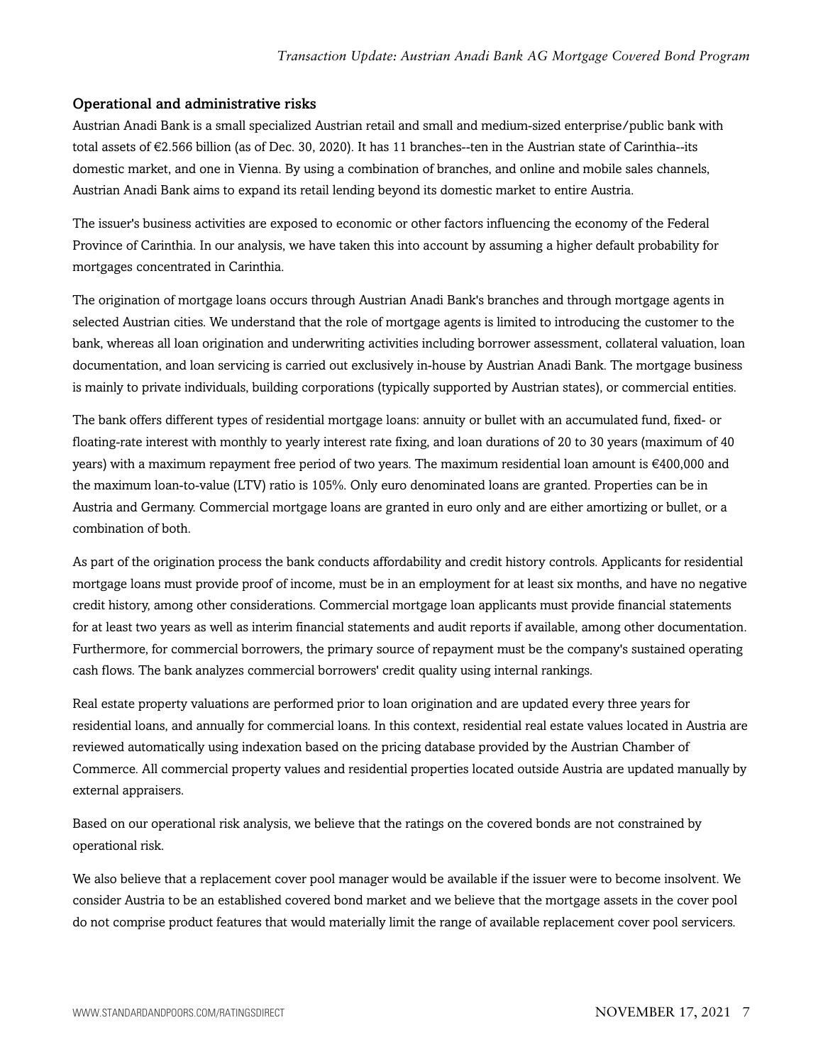### Operational and administrative risks

Austrian Anadi Bank is a small specialized Austrian retail and small and medium-sized enterprise/public bank with total assets of €2.566 billion (as of Dec. 30, 2020). It has 11 branches--ten in the Austrian state of Carinthia--its domestic market, and one in Vienna. By using a combination of branches, and online and mobile sales channels, Austrian Anadi Bank aims to expand its retail lending beyond its domestic market to entire Austria.

The issuer's business activities are exposed to economic or other factors influencing the economy of the Federal Province of Carinthia. In our analysis, we have taken this into account by assuming a higher default probability for mortgages concentrated in Carinthia.

The origination of mortgage loans occurs through Austrian Anadi Bank's branches and through mortgage agents in selected Austrian cities. We understand that the role of mortgage agents is limited to introducing the customer to the bank, whereas all loan origination and underwriting activities including borrower assessment, collateral valuation, loan documentation, and loan servicing is carried out exclusively in-house by Austrian Anadi Bank. The mortgage business is mainly to private individuals, building corporations (typically supported by Austrian states), or commercial entities.

The bank offers different types of residential mortgage loans: annuity or bullet with an accumulated fund, fixed- or floating-rate interest with monthly to yearly interest rate fixing, and loan durations of 20 to 30 years (maximum of 40 years) with a maximum repayment free period of two years. The maximum residential loan amount is €400,000 and the maximum loan-to-value (LTV) ratio is 105%. Only euro denominated loans are granted. Properties can be in Austria and Germany. Commercial mortgage loans are granted in euro only and are either amortizing or bullet, or a combination of both.

As part of the origination process the bank conducts affordability and credit history controls. Applicants for residential mortgage loans must provide proof of income, must be in an employment for at least six months, and have no negative credit history, among other considerations. Commercial mortgage loan applicants must provide financial statements for at least two years as well as interim financial statements and audit reports if available, among other documentation. Furthermore, for commercial borrowers, the primary source of repayment must be the company's sustained operating cash flows. The bank analyzes commercial borrowers' credit quality using internal rankings.

Real estate property valuations are performed prior to loan origination and are updated every three years for residential loans, and annually for commercial loans. In this context, residential real estate values located in Austria are reviewed automatically using indexation based on the pricing database provided by the Austrian Chamber of Commerce. All commercial property values and residential properties located outside Austria are updated manually by external appraisers.

Based on our operational risk analysis, we believe that the ratings on the covered bonds are not constrained by operational risk.

We also believe that a replacement cover pool manager would be available if the issuer were to become insolvent. We consider Austria to be an established covered bond market and we believe that the mortgage assets in the cover pool do not comprise product features that would materially limit the range of available replacement cover pool servicers.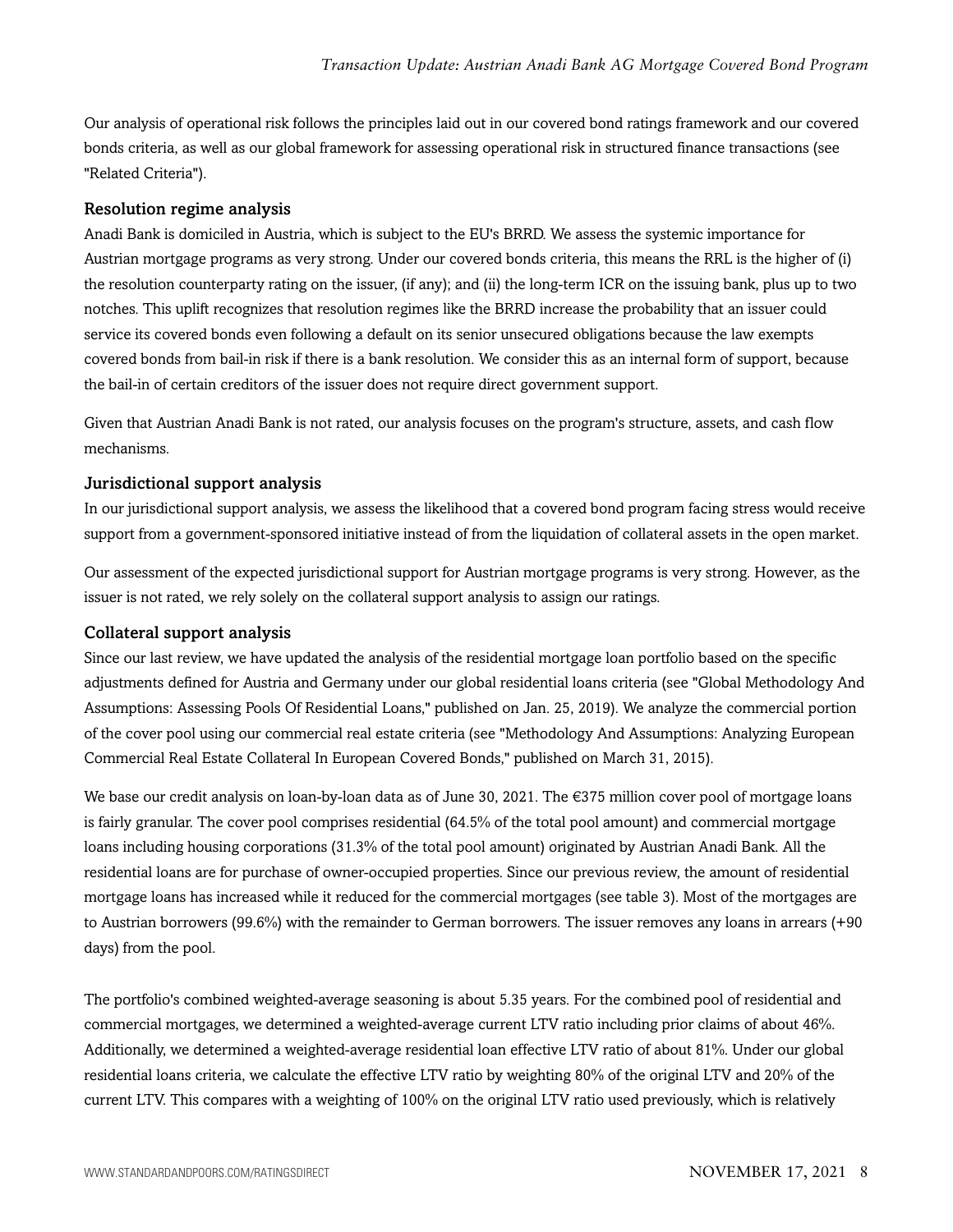Our analysis of operational risk follows the principles laid out in our covered bond ratings framework and our covered bonds criteria, as well as our global framework for assessing operational risk in structured finance transactions (see "Related Criteria").

### Resolution regime analysis

Anadi Bank is domiciled in Austria, which is subject to the EU's BRRD. We assess the systemic importance for Austrian mortgage programs as very strong. Under our covered bonds criteria, this means the RRL is the higher of (i) the resolution counterparty rating on the issuer, (if any); and (ii) the long-term ICR on the issuing bank, plus up to two notches. This uplift recognizes that resolution regimes like the BRRD increase the probability that an issuer could service its covered bonds even following a default on its senior unsecured obligations because the law exempts covered bonds from bail-in risk if there is a bank resolution. We consider this as an internal form of support, because the bail-in of certain creditors of the issuer does not require direct government support.

Given that Austrian Anadi Bank is not rated, our analysis focuses on the program's structure, assets, and cash flow mechanisms.

### Jurisdictional support analysis

In our jurisdictional support analysis, we assess the likelihood that a covered bond program facing stress would receive support from a government-sponsored initiative instead of from the liquidation of collateral assets in the open market.

Our assessment of the expected jurisdictional support for Austrian mortgage programs is very strong. However, as the issuer is not rated, we rely solely on the collateral support analysis to assign our ratings.

### Collateral support analysis

Since our last review, we have updated the analysis of the residential mortgage loan portfolio based on the specific adjustments defined for Austria and Germany under our global residential loans criteria (see "Global Methodology And Assumptions: Assessing Pools Of Residential Loans," published on Jan. 25, 2019). We analyze the commercial portion of the cover pool using our commercial real estate criteria (see "Methodology And Assumptions: Analyzing European Commercial Real Estate Collateral In European Covered Bonds," published on March 31, 2015).

We base our credit analysis on loan-by-loan data as of June 30, 2021. The €375 million cover pool of mortgage loans is fairly granular. The cover pool comprises residential (64.5% of the total pool amount) and commercial mortgage loans including housing corporations (31.3% of the total pool amount) originated by Austrian Anadi Bank. All the residential loans are for purchase of owner-occupied properties. Since our previous review, the amount of residential mortgage loans has increased while it reduced for the commercial mortgages (see table 3). Most of the mortgages are to Austrian borrowers (99.6%) with the remainder to German borrowers. The issuer removes any loans in arrears (+90 days) from the pool.

The portfolio's combined weighted-average seasoning is about 5.35 years. For the combined pool of residential and commercial mortgages, we determined a weighted-average current LTV ratio including prior claims of about 46%. Additionally, we determined a weighted-average residential loan effective LTV ratio of about 81%. Under our global residential loans criteria, we calculate the effective LTV ratio by weighting 80% of the original LTV and 20% of the current LTV. This compares with a weighting of 100% on the original LTV ratio used previously, which is relatively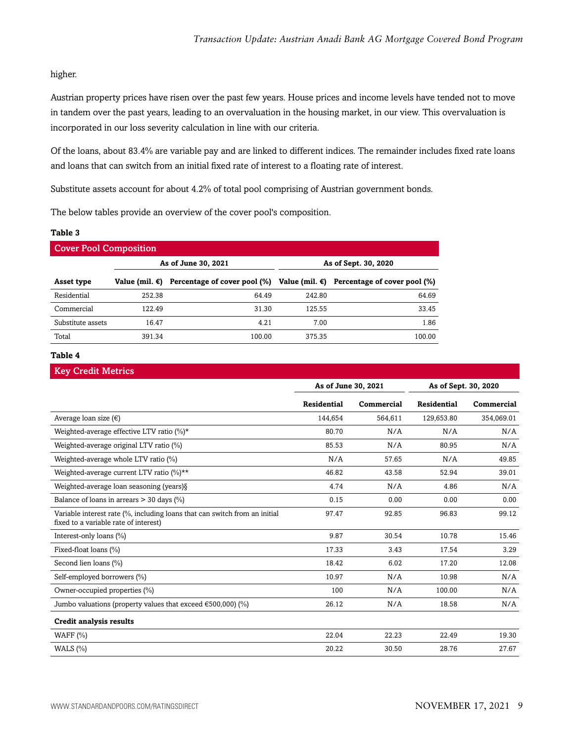higher.

Austrian property prices have risen over the past few years. House prices and income levels have tended not to move in tandem over the past years, leading to an overvaluation in the housing market, in our view. This overvaluation is incorporated in our loss severity calculation in line with our criteria.

Of the loans, about 83.4% are variable pay and are linked to different indices. The remainder includes fixed rate loans and loans that can switch from an initial fixed rate of interest to a floating rate of interest.

Substitute assets account for about 4.2% of total pool comprising of Austrian government bonds.

The below tables provide an overview of the cover pool's composition.

**Table 3**

**Cover Pool Composition**

| | As of June 30, 2021 | | As of Sept. 30, 2020 | |
|---|---|---|---|---|
| **Asset type** | **Value (mil. €)** | **Percentage of cover pool (%)** | **Value (mil. €)** | **Percentage of cover pool (%)** |
| Residential | 252.38 | 64.49 | 242.80 | 64.69 |
| Commercial | 122.49 | 31.30 | 125.55 | 33.45 |
| Substitute assets | 16.47 | 4.21 | 7.00 | 1.86 |
| Total | 391.34 | 100.00 | 375.35 | 100.00 |

**Table 4**

**Key Credit Metrics**

| | As of June 30, 2021 | | As of Sept. 30, 2020 | |
|---|---|---|---|---|
| | **Residential** | **Commercial** | **Residential** | **Commercial** |
| Average loan size (€) | 144,654 | 564,611 | 129,653.80 | 354,069.01 |
| Weighted-average effective LTV ratio (%)* | 80.70 | N/A | N/A | N/A |
| Weighted-average original LTV ratio (%) | 85.53 | N/A | 80.95 | N/A |
| Weighted-average whole LTV ratio (%) | N/A | 57.65 | N/A | 49.85 |
| Weighted-average current LTV ratio (%)** | 46.82 | 43.58 | 52.94 | 39.01 |
| Weighted-average loan seasoning (years)§ | 4.74 | N/A | 4.86 | N/A |
| Balance of loans in arrears > 30 days (%) | 0.15 | 0.00 | 0.00 | 0.00 |
| Variable interest rate (%, including loans that can switch from an initial fixed to a variable rate of interest) | 97.47 | 92.85 | 96.83 | 99.12 |
| Interest-only loans (%) | 9.87 | 30.54 | 10.78 | 15.46 |
| Fixed-float loans (%) | 17.33 | 3.43 | 17.54 | 3.29 |
| Second lien loans (%) | 18.42 | 6.02 | 17.20 | 12.08 |
| Self-employed borrowers (%) | 10.97 | N/A | 10.98 | N/A |
| Owner-occupied properties (%) | 100 | N/A | 100.00 | N/A |
| Jumbo valuations (property values that exceed €500,000) (%) | 26.12 | N/A | 18.58 | N/A |
| **Credit analysis results** | | | | |
| WAFF (%) | 22.04 | 22.23 | 22.49 | 19.30 |
| WALS (%) | 20.22 | 30.50 | 28.76 | 27.67 |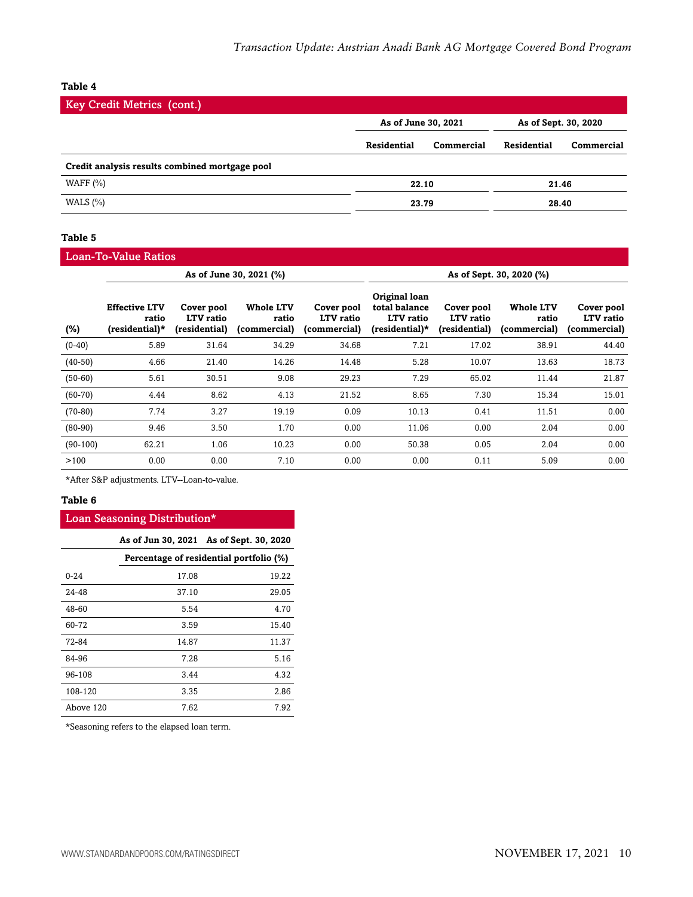**Table 4**

| Key Credit Metrics (cont.) | | | | |
|---|---|---|---|---|
| | As of June 30, 2021 | | As of Sept. 30, 2020 | |
| | Residential | Commercial | Residential | Commercial |
| **Credit analysis results combined mortgage pool** | | | | |
| WAFF (%) | 22.10 | | 21.46 | |
| WALS (%) | 23.79 | | 28.40 | |

**Table 5**

| Loan-To-Value Ratios | | | | | | | | |
|---|---|---|---|---|---|---|---|---|
| | As of June 30, 2021 (%) | | | | As of Sept. 30, 2020 (%) | | | |
| (%) | Effective LTV ratio (residential)* | Cover pool LTV ratio (residential) | Whole LTV ratio (commercial) | Cover pool LTV ratio (commercial) | Original loan total balance LTV ratio (residential)* | Cover pool LTV ratio (residential) | Whole LTV ratio (commercial) | Cover pool LTV ratio (commercial) |
| (0-40) | 5.89 | 31.64 | 34.29 | 34.68 | 7.21 | 17.02 | 38.91 | 44.40 |
| (40-50) | 4.66 | 21.40 | 14.26 | 14.48 | 5.28 | 10.07 | 13.63 | 18.73 |
| (50-60) | 5.61 | 30.51 | 9.08 | 29.23 | 7.29 | 65.02 | 11.44 | 21.87 |
| (60-70) | 4.44 | 8.62 | 4.13 | 21.52 | 8.65 | 7.30 | 15.34 | 15.01 |
| (70-80) | 7.74 | 3.27 | 19.19 | 0.09 | 10.13 | 0.41 | 11.51 | 0.00 |
| (80-90) | 9.46 | 3.50 | 1.70 | 0.00 | 11.06 | 0.00 | 2.04 | 0.00 |
| (90-100) | 62.21 | 1.06 | 10.23 | 0.00 | 50.38 | 0.05 | 2.04 | 0.00 |
| >100 | 0.00 | 0.00 | 7.10 | 0.00 | 0.00 | 0.11 | 5.09 | 0.00 |

*After S&P adjustments. LTV--Loan-to-value.

**Table 6**

| Loan Seasoning Distribution* | | |
|---|---|---|
| | As of Jun 30, 2021 | As of Sept. 30, 2020 |
| | Percentage of residential portfolio (%) | |
| 0-24 | 17.08 | 19.22 |
| 24-48 | 37.10 | 29.05 |
| 48-60 | 5.54 | 4.70 |
| 60-72 | 3.59 | 15.40 |
| 72-84 | 14.87 | 11.37 |
| 84-96 | 7.28 | 5.16 |
| 96-108 | 3.44 | 4.32 |
| 108-120 | 3.35 | 2.86 |
| Above 120 | 7.62 | 7.92 |

*Seasoning refers to the elapsed loan term.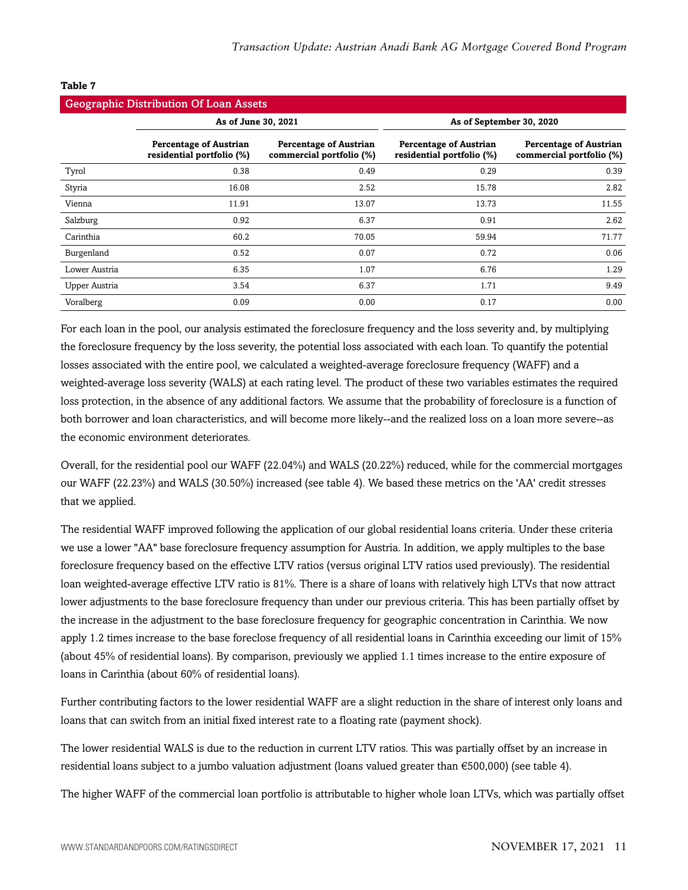**Table 7**

| Geographic Distribution Of Loan Assets | | | | |
|---|---|---|---|---|
| | As of June 30, 2021 | | As of September 30, 2020 | |
| | Percentage of Austrian residential portfolio (%) | Percentage of Austrian commercial portfolio (%) | Percentage of Austrian residential portfolio (%) | Percentage of Austrian commercial portfolio (%) |
| Tyrol | 0.38 | 0.49 | 0.29 | 0.39 |
| Styria | 16.08 | 2.52 | 15.78 | 2.82 |
| Vienna | 11.91 | 13.07 | 13.73 | 11.55 |
| Salzburg | 0.92 | 6.37 | 0.91 | 2.62 |
| Carinthia | 60.2 | 70.05 | 59.94 | 71.77 |
| Burgenland | 0.52 | 0.07 | 0.72 | 0.06 |
| Lower Austria | 6.35 | 1.07 | 6.76 | 1.29 |
| Upper Austria | 3.54 | 6.37 | 1.71 | 9.49 |
| Voralberg | 0.09 | 0.00 | 0.17 | 0.00 |

For each loan in the pool, our analysis estimated the foreclosure frequency and the loss severity and, by multiplying the foreclosure frequency by the loss severity, the potential loss associated with each loan. To quantify the potential losses associated with the entire pool, we calculated a weighted-average foreclosure frequency (WAFF) and a weighted-average loss severity (WALS) at each rating level. The product of these two variables estimates the required loss protection, in the absence of any additional factors. We assume that the probability of foreclosure is a function of both borrower and loan characteristics, and will become more likely--and the realized loss on a loan more severe--as the economic environment deteriorates.

Overall, for the residential pool our WAFF (22.04%) and WALS (20.22%) reduced, while for the commercial mortgages our WAFF (22.23%) and WALS (30.50%) increased (see table 4). We based these metrics on the 'AA' credit stresses that we applied.

The residential WAFF improved following the application of our global residential loans criteria. Under these criteria we use a lower "AA" base foreclosure frequency assumption for Austria. In addition, we apply multiples to the base foreclosure frequency based on the effective LTV ratios (versus original LTV ratios used previously). The residential loan weighted-average effective LTV ratio is 81%. There is a share of loans with relatively high LTVs that now attract lower adjustments to the base foreclosure frequency than under our previous criteria. This has been partially offset by the increase in the adjustment to the base foreclosure frequency for geographic concentration in Carinthia. We now apply 1.2 times increase to the base foreclose frequency of all residential loans in Carinthia exceeding our limit of 15% (about 45% of residential loans). By comparison, previously we applied 1.1 times increase to the entire exposure of loans in Carinthia (about 60% of residential loans).

Further contributing factors to the lower residential WAFF are a slight reduction in the share of interest only loans and loans that can switch from an initial fixed interest rate to a floating rate (payment shock).

The lower residential WALS is due to the reduction in current LTV ratios. This was partially offset by an increase in residential loans subject to a jumbo valuation adjustment (loans valued greater than €500,000) (see table 4).

The higher WAFF of the commercial loan portfolio is attributable to higher whole loan LTVs, which was partially offset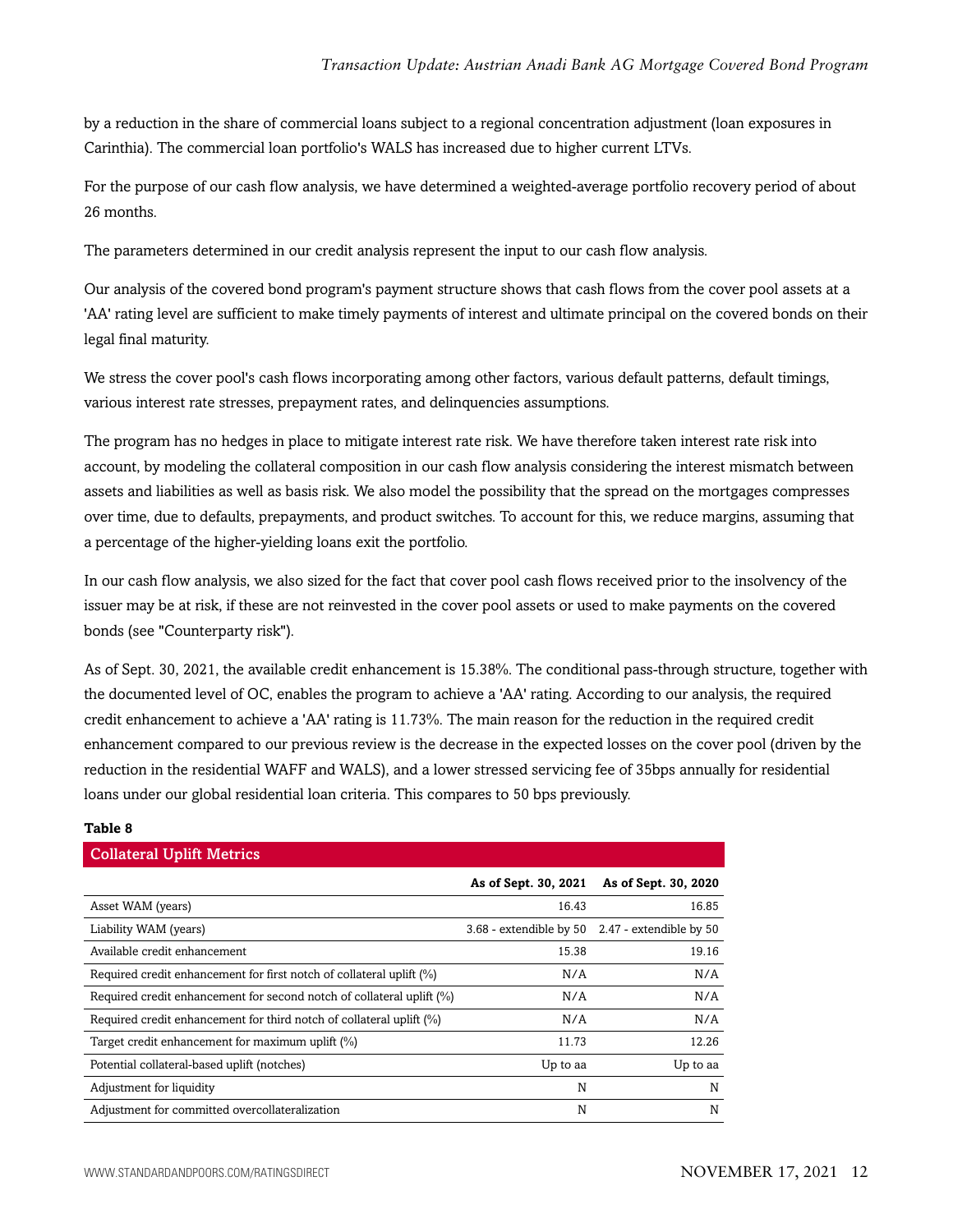by a reduction in the share of commercial loans subject to a regional concentration adjustment (loan exposures in Carinthia). The commercial loan portfolio's WALS has increased due to higher current LTVs.

For the purpose of our cash flow analysis, we have determined a weighted-average portfolio recovery period of about 26 months.

The parameters determined in our credit analysis represent the input to our cash flow analysis.

Our analysis of the covered bond program's payment structure shows that cash flows from the cover pool assets at a 'AA' rating level are sufficient to make timely payments of interest and ultimate principal on the covered bonds on their legal final maturity.

We stress the cover pool's cash flows incorporating among other factors, various default patterns, default timings, various interest rate stresses, prepayment rates, and delinquencies assumptions.

The program has no hedges in place to mitigate interest rate risk. We have therefore taken interest rate risk into account, by modeling the collateral composition in our cash flow analysis considering the interest mismatch between assets and liabilities as well as basis risk. We also model the possibility that the spread on the mortgages compresses over time, due to defaults, prepayments, and product switches. To account for this, we reduce margins, assuming that a percentage of the higher-yielding loans exit the portfolio.

In our cash flow analysis, we also sized for the fact that cover pool cash flows received prior to the insolvency of the issuer may be at risk, if these are not reinvested in the cover pool assets or used to make payments on the covered bonds (see "Counterparty risk").

As of Sept. 30, 2021, the available credit enhancement is 15.38%. The conditional pass-through structure, together with the documented level of OC, enables the program to achieve a 'AA' rating. According to our analysis, the required credit enhancement to achieve a 'AA' rating is 11.73%. The main reason for the reduction in the required credit enhancement compared to our previous review is the decrease in the expected losses on the cover pool (driven by the reduction in the residential WAFF and WALS), and a lower stressed servicing fee of 35bps annually for residential loans under our global residential loan criteria. This compares to 50 bps previously.

**Table 8**

**Collateral Uplift Metrics**

| | As of Sept. 30, 2021 | As of Sept. 30, 2020 |
|---|---|---|
| Asset WAM (years) | 16.43 | 16.85 |
| Liability WAM (years) | 3.68 - extendible by 50 | 2.47 - extendible by 50 |
| Available credit enhancement | 15.38 | 19.16 |
| Required credit enhancement for first notch of collateral uplift (%) | N/A | N/A |
| Required credit enhancement for second notch of collateral uplift (%) | N/A | N/A |
| Required credit enhancement for third notch of collateral uplift (%) | N/A | N/A |
| Target credit enhancement for maximum uplift (%) | 11.73 | 12.26 |
| Potential collateral-based uplift (notches) | Up to aa | Up to aa |
| Adjustment for liquidity | N | N |
| Adjustment for committed overcollateralization | N | N |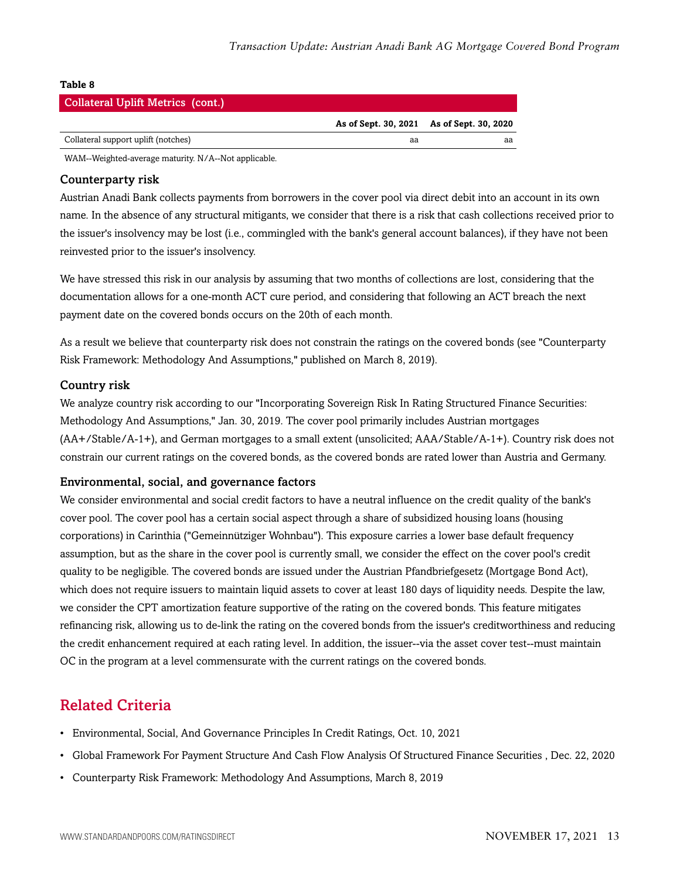**Table 8**

| Collateral Uplift Metrics (cont.) | | |
|---|---|---|
| | As of Sept. 30, 2021 | As of Sept. 30, 2020 |
| Collateral support uplift (notches) | aa | aa |

WAM--Weighted-average maturity. N/A--Not applicable.

### Counterparty risk

Austrian Anadi Bank collects payments from borrowers in the cover pool via direct debit into an account in its own name. In the absence of any structural mitigants, we consider that there is a risk that cash collections received prior to the issuer's insolvency may be lost (i.e., commingled with the bank's general account balances), if they have not been reinvested prior to the issuer's insolvency.

We have stressed this risk in our analysis by assuming that two months of collections are lost, considering that the documentation allows for a one-month ACT cure period, and considering that following an ACT breach the next payment date on the covered bonds occurs on the 20th of each month.

As a result we believe that counterparty risk does not constrain the ratings on the covered bonds (see "Counterparty Risk Framework: Methodology And Assumptions," published on March 8, 2019).

### Country risk

We analyze country risk according to our "Incorporating Sovereign Risk In Rating Structured Finance Securities: Methodology And Assumptions," Jan. 30, 2019. The cover pool primarily includes Austrian mortgages (AA+/Stable/A-1+), and German mortgages to a small extent (unsolicited; AAA/Stable/A-1+). Country risk does not constrain our current ratings on the covered bonds, as the covered bonds are rated lower than Austria and Germany.

### Environmental, social, and governance factors

We consider environmental and social credit factors to have a neutral influence on the credit quality of the bank's cover pool. The cover pool has a certain social aspect through a share of subsidized housing loans (housing corporations) in Carinthia ("Gemeinnütziger Wohnbau"). This exposure carries a lower base default frequency assumption, but as the share in the cover pool is currently small, we consider the effect on the cover pool's credit quality to be negligible. The covered bonds are issued under the Austrian Pfandbriefgesetz (Mortgage Bond Act), which does not require issuers to maintain liquid assets to cover at least 180 days of liquidity needs. Despite the law, we consider the CPT amortization feature supportive of the rating on the covered bonds. This feature mitigates refinancing risk, allowing us to de-link the rating on the covered bonds from the issuer's creditworthiness and reducing the credit enhancement required at each rating level. In addition, the issuer--via the asset cover test--must maintain OC in the program at a level commensurate with the current ratings on the covered bonds.

## Related Criteria

- Environmental, Social, And Governance Principles In Credit Ratings, Oct. 10, 2021
- Global Framework For Payment Structure And Cash Flow Analysis Of Structured Finance Securities , Dec. 22, 2020
- Counterparty Risk Framework: Methodology And Assumptions, March 8, 2019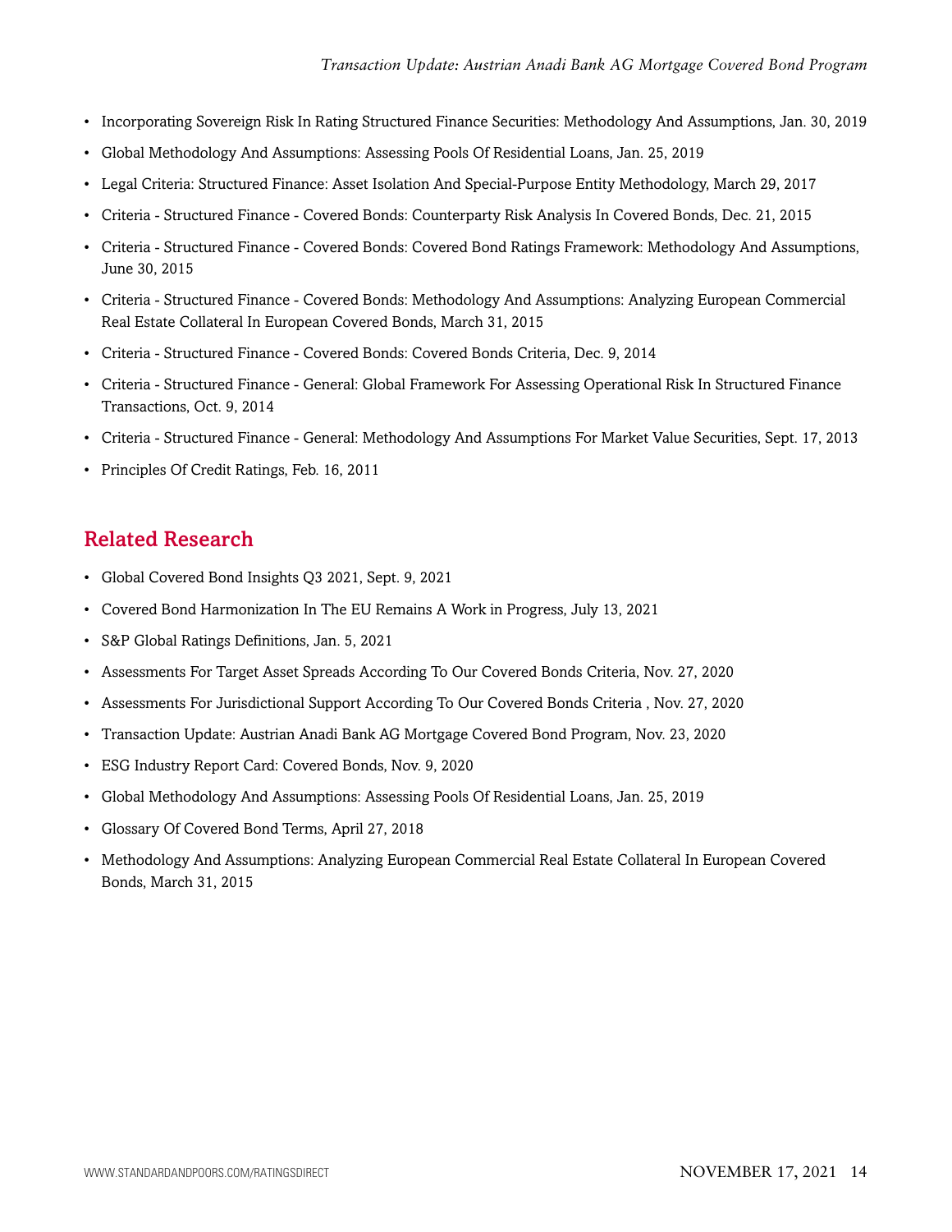- Incorporating Sovereign Risk In Rating Structured Finance Securities: Methodology And Assumptions, Jan. 30, 2019
- Global Methodology And Assumptions: Assessing Pools Of Residential Loans, Jan. 25, 2019
- Legal Criteria: Structured Finance: Asset Isolation And Special-Purpose Entity Methodology, March 29, 2017
- Criteria - Structured Finance - Covered Bonds: Counterparty Risk Analysis In Covered Bonds, Dec. 21, 2015
- Criteria - Structured Finance - Covered Bonds: Covered Bond Ratings Framework: Methodology And Assumptions, June 30, 2015
- Criteria - Structured Finance - Covered Bonds: Methodology And Assumptions: Analyzing European Commercial Real Estate Collateral In European Covered Bonds, March 31, 2015
- Criteria - Structured Finance - Covered Bonds: Covered Bonds Criteria, Dec. 9, 2014
- Criteria - Structured Finance - General: Global Framework For Assessing Operational Risk In Structured Finance Transactions, Oct. 9, 2014
- Criteria - Structured Finance - General: Methodology And Assumptions For Market Value Securities, Sept. 17, 2013
- Principles Of Credit Ratings, Feb. 16, 2011

## Related Research

- Global Covered Bond Insights Q3 2021, Sept. 9, 2021
- Covered Bond Harmonization In The EU Remains A Work in Progress, July 13, 2021
- S&P Global Ratings Definitions, Jan. 5, 2021
- Assessments For Target Asset Spreads According To Our Covered Bonds Criteria, Nov. 27, 2020
- Assessments For Jurisdictional Support According To Our Covered Bonds Criteria , Nov. 27, 2020
- Transaction Update: Austrian Anadi Bank AG Mortgage Covered Bond Program, Nov. 23, 2020
- ESG Industry Report Card: Covered Bonds, Nov. 9, 2020
- Global Methodology And Assumptions: Assessing Pools Of Residential Loans, Jan. 25, 2019
- Glossary Of Covered Bond Terms, April 27, 2018
- Methodology And Assumptions: Analyzing European Commercial Real Estate Collateral In European Covered Bonds, March 31, 2015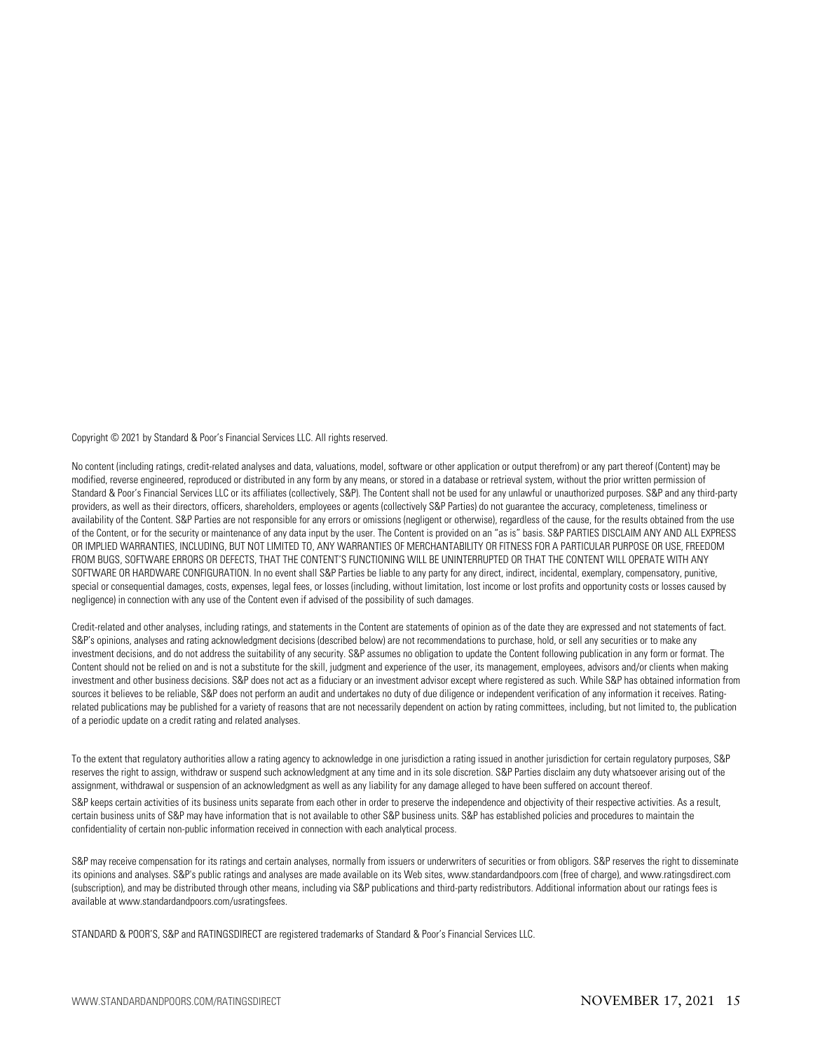Copyright © 2021 by Standard & Poor's Financial Services LLC. All rights reserved.

No content (including ratings, credit-related analyses and data, valuations, model, software or other application or output therefrom) or any part thereof (Content) may be modified, reverse engineered, reproduced or distributed in any form by any means, or stored in a database or retrieval system, without the prior written permission of Standard & Poor's Financial Services LLC or its affiliates (collectively, S&P). The Content shall not be used for any unlawful or unauthorized purposes. S&P and any third-party providers, as well as their directors, officers, shareholders, employees or agents (collectively S&P Parties) do not guarantee the accuracy, completeness, timeliness or availability of the Content. S&P Parties are not responsible for any errors or omissions (negligent or otherwise), regardless of the cause, for the results obtained from the use of the Content, or for the security or maintenance of any data input by the user. The Content is provided on an "as is" basis. S&P PARTIES DISCLAIM ANY AND ALL EXPRESS OR IMPLIED WARRANTIES, INCLUDING, BUT NOT LIMITED TO, ANY WARRANTIES OF MERCHANTABILITY OR FITNESS FOR A PARTICULAR PURPOSE OR USE, FREEDOM FROM BUGS, SOFTWARE ERRORS OR DEFECTS, THAT THE CONTENT'S FUNCTIONING WILL BE UNINTERRUPTED OR THAT THE CONTENT WILL OPERATE WITH ANY SOFTWARE OR HARDWARE CONFIGURATION. In no event shall S&P Parties be liable to any party for any direct, indirect, incidental, exemplary, compensatory, punitive, special or consequential damages, costs, expenses, legal fees, or losses (including, without limitation, lost income or lost profits and opportunity costs or losses caused by negligence) in connection with any use of the Content even if advised of the possibility of such damages.

Credit-related and other analyses, including ratings, and statements in the Content are statements of opinion as of the date they are expressed and not statements of fact. S&P's opinions, analyses and rating acknowledgment decisions (described below) are not recommendations to purchase, hold, or sell any securities or to make any investment decisions, and do not address the suitability of any security. S&P assumes no obligation to update the Content following publication in any form or format. The Content should not be relied on and is not a substitute for the skill, judgment and experience of the user, its management, employees, advisors and/or clients when making investment and other business decisions. S&P does not act as a fiduciary or an investment advisor except where registered as such. While S&P has obtained information from sources it believes to be reliable, S&P does not perform an audit and undertakes no duty of due diligence or independent verification of any information it receives. Rating-related publications may be published for a variety of reasons that are not necessarily dependent on action by rating committees, including, but not limited to, the publication of a periodic update on a credit rating and related analyses.

To the extent that regulatory authorities allow a rating agency to acknowledge in one jurisdiction a rating issued in another jurisdiction for certain regulatory purposes, S&P reserves the right to assign, withdraw or suspend such acknowledgment at any time and in its sole discretion. S&P Parties disclaim any duty whatsoever arising out of the assignment, withdrawal or suspension of an acknowledgment as well as any liability for any damage alleged to have been suffered on account thereof.

S&P keeps certain activities of its business units separate from each other in order to preserve the independence and objectivity of their respective activities. As a result, certain business units of S&P may have information that is not available to other S&P business units. S&P has established policies and procedures to maintain the confidentiality of certain non-public information received in connection with each analytical process.

S&P may receive compensation for its ratings and certain analyses, normally from issuers or underwriters of securities or from obligors. S&P reserves the right to disseminate its opinions and analyses. S&P's public ratings and analyses are made available on its Web sites, www.standardandpoors.com (free of charge), and www.ratingsdirect.com (subscription), and may be distributed through other means, including via S&P publications and third-party redistributors. Additional information about our ratings fees is available at www.standardandpoors.com/usratingsfees.

STANDARD & POOR'S, S&P and RATINGSDIRECT are registered trademarks of Standard & Poor's Financial Services LLC.